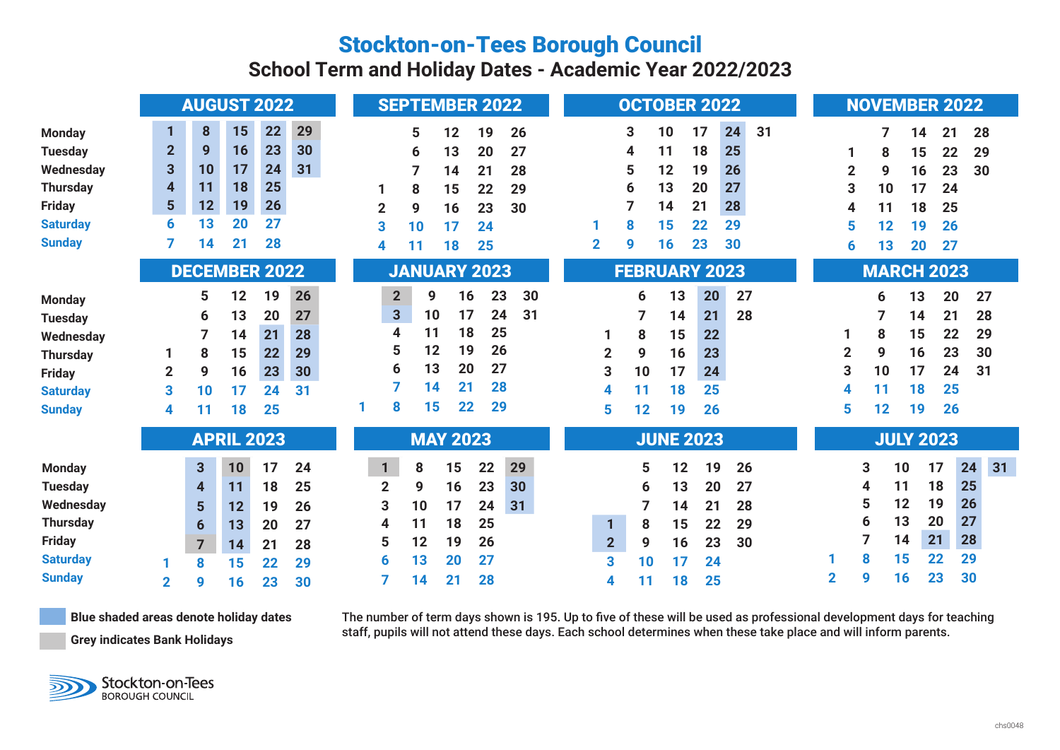# Stockton-on-Tees Borough Council

## School Term and Holiday Dates - Academic Year 2022/2023

### AUGUST 2022

| | | | | | |
|---|---|---|---|---|---|
| Monday | 1 | 8 | 15 | 22 | 29 |
| Tuesday | 2 | 9 | 16 | 23 | 30 |
| Wednesday | 3 | 10 | 17 | 24 | 31 |
| Thursday | 4 | 11 | 18 | 25 | |
| Friday | 5 | 12 | 19 | 26 | |
| Saturday | 6 | 13 | 20 | 27 | |
| Sunday | 7 | 14 | 21 | 28 | |

### SEPTEMBER 2022

| | | | | | |
|---|---|---|---|---|---|
| Monday | | 5 | 12 | 19 | 26 |
| Tuesday | | 6 | 13 | 20 | 27 |
| Wednesday | | 7 | 14 | 21 | 28 |
| Thursday | 1 | 8 | 15 | 22 | 29 |
| Friday | 2 | 9 | 16 | 23 | 30 |
| Saturday | 3 | 10 | 17 | 24 | |
| Sunday | 4 | 11 | 18 | 25 | |

### OCTOBER 2022

| | | | | | | |
|---|---|---|---|---|---|---|
| Monday | | 3 | 10 | 17 | 24 | 31 |
| Tuesday | | 4 | 11 | 18 | 25 | |
| Wednesday | | 5 | 12 | 19 | 26 | |
| Thursday | | 6 | 13 | 20 | 27 | |
| Friday | | 7 | 14 | 21 | 28 | |
| Saturday | 1 | 8 | 15 | 22 | 29 | |
| Sunday | 2 | 9 | 16 | 23 | 30 | |

### NOVEMBER 2022

| | | | | | |
|---|---|---|---|---|---|
| Monday | | 7 | 14 | 21 | 28 |
| Tuesday | 1 | 8 | 15 | 22 | 29 |
| Wednesday | 2 | 9 | 16 | 23 | 30 |
| Thursday | 3 | 10 | 17 | 24 | |
| Friday | 4 | 11 | 18 | 25 | |
| Saturday | 5 | 12 | 19 | 26 | |
| Sunday | 6 | 13 | 20 | 27 | |

### DECEMBER 2022

| | | | | | |
|---|---|---|---|---|---|
| Monday | | 5 | 12 | 19 | 26 |
| Tuesday | | 6 | 13 | 20 | 27 |
| Wednesday | | 7 | 14 | 21 | 28 |
| Thursday | 1 | 8 | 15 | 22 | 29 |
| Friday | 2 | 9 | 16 | 23 | 30 |
| Saturday | 3 | 10 | 17 | 24 | 31 |
| Sunday | 4 | 11 | 18 | 25 | |

### JANUARY 2023

| | | | | | | |
|---|---|---|---|---|---|---|
| Monday | | 2 | 9 | 16 | 23 | 30 |
| Tuesday | | 3 | 10 | 17 | 24 | 31 |
| Wednesday | | 4 | 11 | 18 | 25 | |
| Thursday | | 5 | 12 | 19 | 26 | |
| Friday | | 6 | 13 | 20 | 27 | |
| Saturday | | 7 | 14 | 21 | 28 | |
| Sunday | 1 | 8 | 15 | 22 | 29 | |

### FEBRUARY 2023

| | | | | | |
|---|---|---|---|---|---|
| Monday | | 6 | 13 | 20 | 27 |
| Tuesday | | 7 | 14 | 21 | 28 |
| Wednesday | 1 | 8 | 15 | 22 | |
| Thursday | 2 | 9 | 16 | 23 | |
| Friday | 3 | 10 | 17 | 24 | |
| Saturday | 4 | 11 | 18 | 25 | |
| Sunday | 5 | 12 | 19 | 26 | |

### MARCH 2023

| | | | | | |
|---|---|---|---|---|---|
| Monday | | 6 | 13 | 20 | 27 |
| Tuesday | | 7 | 14 | 21 | 28 |
| Wednesday | 1 | 8 | 15 | 22 | 29 |
| Thursday | 2 | 9 | 16 | 23 | 30 |
| Friday | 3 | 10 | 17 | 24 | 31 |
| Saturday | 4 | 11 | 18 | 25 | |
| Sunday | 5 | 12 | 19 | 26 | |

### APRIL 2023

| | | | | | |
|---|---|---|---|---|---|
| Monday | | 3 | 10 | 17 | 24 |
| Tuesday | | 4 | 11 | 18 | 25 |
| Wednesday | | 5 | 12 | 19 | 26 |
| Thursday | | 6 | 13 | 20 | 27 |
| Friday | | 7 | 14 | 21 | 28 |
| Saturday | 1 | 8 | 15 | 22 | 29 |
| Sunday | 2 | 9 | 16 | 23 | 30 |

### MAY 2023

| | | | | | |
|---|---|---|---|---|---|
| Monday | 1 | 8 | 15 | 22 | 29 |
| Tuesday | 2 | 9 | 16 | 23 | 30 |
| Wednesday | 3 | 10 | 17 | 24 | 31 |
| Thursday | 4 | 11 | 18 | 25 | |
| Friday | 5 | 12 | 19 | 26 | |
| Saturday | 6 | 13 | 20 | 27 | |
| Sunday | 7 | 14 | 21 | 28 | |

### JUNE 2023

| | | | | | |
|---|---|---|---|---|---|
| Monday | | 5 | 12 | 19 | 26 |
| Tuesday | | 6 | 13 | 20 | 27 |
| Wednesday | | 7 | 14 | 21 | 28 |
| Thursday | 1 | 8 | 15 | 22 | 29 |
| Friday | 2 | 9 | 16 | 23 | 30 |
| Saturday | 3 | 10 | 17 | 24 | |
| Sunday | 4 | 11 | 18 | 25 | |

### JULY 2023

| | | | | | | |
|---|---|---|---|---|---|---|
| Monday | | 3 | 10 | 17 | 24 | 31 |
| Tuesday | | 4 | 11 | 18 | 25 | |
| Wednesday | | 5 | 12 | 19 | 26 | |
| Thursday | | 6 | 13 | 20 | 27 | |
| Friday | | 7 | 14 | 21 | 28 | |
| Saturday | 1 | 8 | 15 | 22 | 29 | |
| Sunday | 2 | 9 | 16 | 23 | 30 | |

Blue shaded areas denote holiday dates

Grey indicates Bank Holidays

The number of term days shown is 195. Up to five of these will be used as professional development days for teaching staff, pupils will not attend these days. Each school determines when these take place and will inform parents.

Stockton-on-Tees BOROUGH COUNCIL

chs0048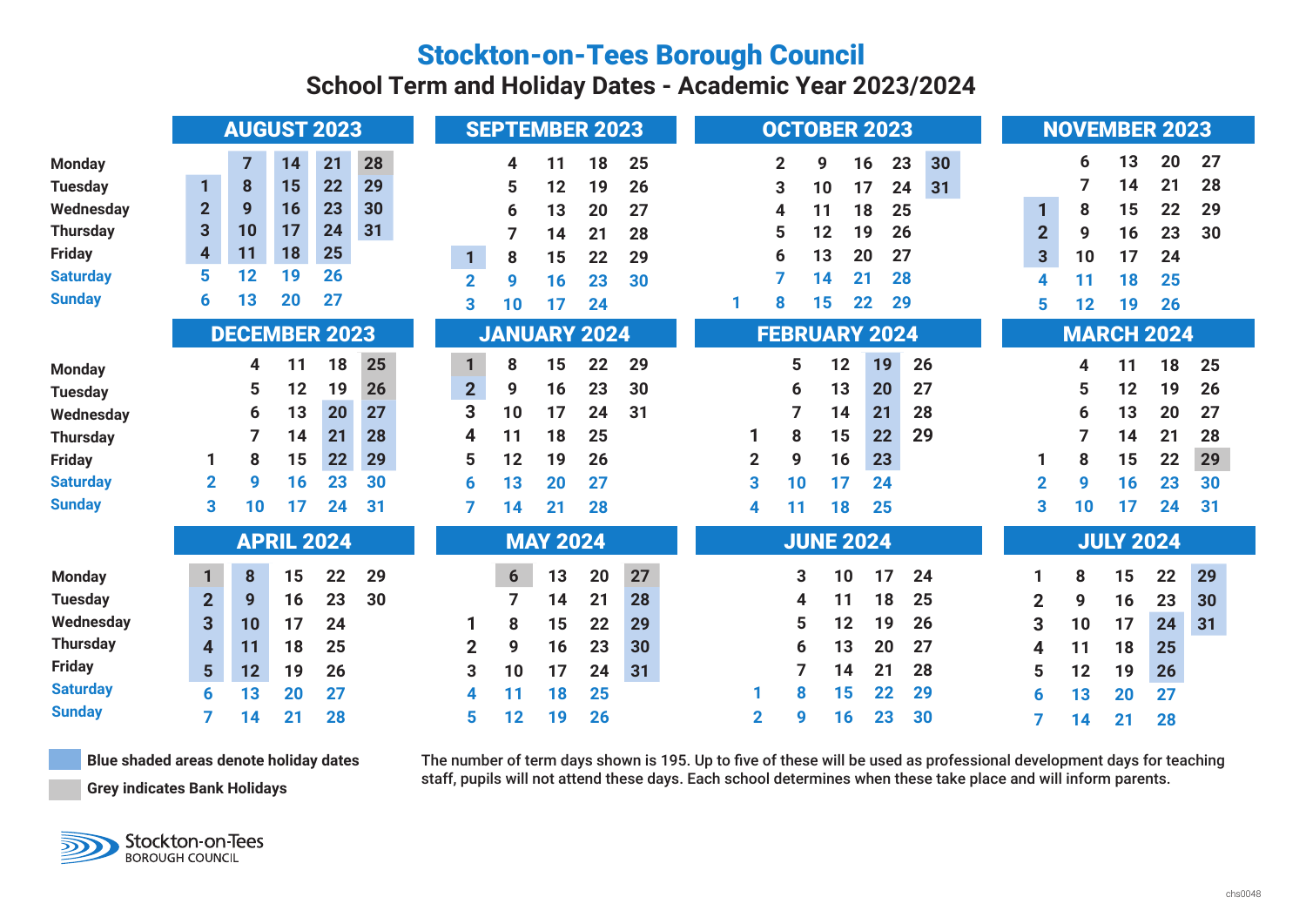# Stockton-on-Tees Borough Council

## School Term and Holiday Dates - Academic Year 2023/2024

### AUGUST 2023

| | | | | | |
|---|---|---|---|---|---|
| Monday | | 7 | 14 | 21 | 28 |
| Tuesday | 1 | 8 | 15 | 22 | 29 |
| Wednesday | 2 | 9 | 16 | 23 | 30 |
| Thursday | 3 | 10 | 17 | 24 | 31 |
| Friday | 4 | 11 | 18 | 25 | |
| Saturday | 5 | 12 | 19 | 26 | |
| Sunday | 6 | 13 | 20 | 27 | |

### SEPTEMBER 2023

| | | | | | |
|---|---|---|---|---|---|
| Monday | | 4 | 11 | 18 | 25 |
| Tuesday | | 5 | 12 | 19 | 26 |
| Wednesday | | 6 | 13 | 20 | 27 |
| Thursday | | 7 | 14 | 21 | 28 |
| Friday | 1 | 8 | 15 | 22 | 29 |
| Saturday | 2 | 9 | 16 | 23 | 30 |
| Sunday | 3 | 10 | 17 | 24 | |

### OCTOBER 2023

| | | | | | | |
|---|---|---|---|---|---|---|
| Monday | | 2 | 9 | 16 | 23 | 30 |
| Tuesday | | 3 | 10 | 17 | 24 | 31 |
| Wednesday | | 4 | 11 | 18 | 25 | |
| Thursday | | 5 | 12 | 19 | 26 | |
| Friday | | 6 | 13 | 20 | 27 | |
| Saturday | | 7 | 14 | 21 | 28 | |
| Sunday | 1 | 8 | 15 | 22 | 29 | |

### NOVEMBER 2023

| | | | | | |
|---|---|---|---|---|---|
| Monday | | 6 | 13 | 20 | 27 |
| Tuesday | | 7 | 14 | 21 | 28 |
| Wednesday | 1 | 8 | 15 | 22 | 29 |
| Thursday | 2 | 9 | 16 | 23 | 30 |
| Friday | 3 | 10 | 17 | 24 | |
| Saturday | 4 | 11 | 18 | 25 | |
| Sunday | 5 | 12 | 19 | 26 | |

### DECEMBER 2023

| | | | | | |
|---|---|---|---|---|---|
| Monday | | 4 | 11 | 18 | 25 |
| Tuesday | | 5 | 12 | 19 | 26 |
| Wednesday | | 6 | 13 | 20 | 27 |
| Thursday | | 7 | 14 | 21 | 28 |
| Friday | 1 | 8 | 15 | 22 | 29 |
| Saturday | 2 | 9 | 16 | 23 | 30 |
| Sunday | 3 | 10 | 17 | 24 | 31 |

### JANUARY 2024

| | | | | | |
|---|---|---|---|---|---|
| Monday | 1 | 8 | 15 | 22 | 29 |
| Tuesday | 2 | 9 | 16 | 23 | 30 |
| Wednesday | 3 | 10 | 17 | 24 | 31 |
| Thursday | 4 | 11 | 18 | 25 | |
| Friday | 5 | 12 | 19 | 26 | |
| Saturday | 6 | 13 | 20 | 27 | |
| Sunday | 7 | 14 | 21 | 28 | |

### FEBRUARY 2024

| | | | | | |
|---|---|---|---|---|---|
| Monday | | 5 | 12 | 19 | 26 |
| Tuesday | | 6 | 13 | 20 | 27 |
| Wednesday | | 7 | 14 | 21 | 28 |
| Thursday | 1 | 8 | 15 | 22 | 29 |
| Friday | 2 | 9 | 16 | 23 | |
| Saturday | 3 | 10 | 17 | 24 | |
| Sunday | 4 | 11 | 18 | 25 | |

### MARCH 2024

| | | | | | |
|---|---|---|---|---|---|
| Monday | | 4 | 11 | 18 | 25 |
| Tuesday | | 5 | 12 | 19 | 26 |
| Wednesday | | 6 | 13 | 20 | 27 |
| Thursday | | 7 | 14 | 21 | 28 |
| Friday | 1 | 8 | 15 | 22 | 29 |
| Saturday | 2 | 9 | 16 | 23 | 30 |
| Sunday | 3 | 10 | 17 | 24 | 31 |

### APRIL 2024

| | | | | | |
|---|---|---|---|---|---|
| Monday | 1 | 8 | 15 | 22 | 29 |
| Tuesday | 2 | 9 | 16 | 23 | 30 |
| Wednesday | 3 | 10 | 17 | 24 | |
| Thursday | 4 | 11 | 18 | 25 | |
| Friday | 5 | 12 | 19 | 26 | |
| Saturday | 6 | 13 | 20 | 27 | |
| Sunday | 7 | 14 | 21 | 28 | |

### MAY 2024

| | | | | | |
|---|---|---|---|---|---|
| Monday | | 6 | 13 | 20 | 27 |
| Tuesday | | 7 | 14 | 21 | 28 |
| Wednesday | 1 | 8 | 15 | 22 | 29 |
| Thursday | 2 | 9 | 16 | 23 | 30 |
| Friday | 3 | 10 | 17 | 24 | 31 |
| Saturday | 4 | 11 | 18 | 25 | |
| Sunday | 5 | 12 | 19 | 26 | |

### JUNE 2024

| | | | | | |
|---|---|---|---|---|---|
| Monday | | 3 | 10 | 17 | 24 |
| Tuesday | | 4 | 11 | 18 | 25 |
| Wednesday | | 5 | 12 | 19 | 26 |
| Thursday | | 6 | 13 | 20 | 27 |
| Friday | | 7 | 14 | 21 | 28 |
| Saturday | 1 | 8 | 15 | 22 | 29 |
| Sunday | 2 | 9 | 16 | 23 | 30 |

### JULY 2024

| | | | | | |
|---|---|---|---|---|---|
| Monday | 1 | 8 | 15 | 22 | 29 |
| Tuesday | 2 | 9 | 16 | 23 | 30 |
| Wednesday | 3 | 10 | 17 | 24 | 31 |
| Thursday | 4 | 11 | 18 | 25 | |
| Friday | 5 | 12 | 19 | 26 | |
| Saturday | 6 | 13 | 20 | 27 | |
| Sunday | 7 | 14 | 21 | 28 | |

**Blue shaded areas denote holiday dates**

**Grey indicates Bank Holidays**

The number of term days shown is 195. Up to five of these will be used as professional development days for teaching staff, pupils will not attend these days. Each school determines when these take place and will inform parents.

Stockton-on-Tees BOROUGH COUNCIL

chs0048